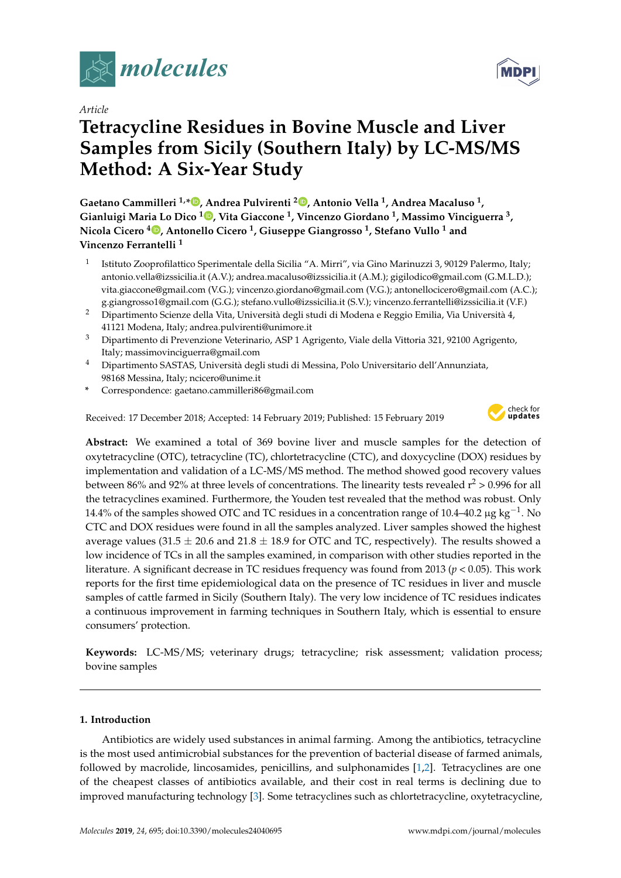*Article*

# Tetracycline Residues in Bovine Muscle and Liver Samples from Sicily (Southern Italy) by LC-MS/MS Method: A Six-Year Study

**Gaetano Cammilleri [1,*], Andrea Pulvirenti [2], Antonio Vella [1], Andrea Macaluso [1], Gianluigi Maria Lo Dico [1], Vita Giaccone [1], Vincenzo Giordano [1], Massimo Vinciguerra [3], Nicola Cicero [4], Antonello Cicero [1], Giuseppe Giangrosso [1], Stefano Vullo [1] and Vincenzo Ferrantelli [1]**

1. Istituto Zooprofilattico Sperimentale della Sicilia "A. Mirri", via Gino Marinuzzi 3, 90129 Palermo, Italy; antonio.vella@izssicilia.it (A.V.); andrea.macaluso@izssicilia.it (A.M.); gigilodico@gmail.com (G.M.L.D.); vita.giaccone@gmail.com (V.G.); vincenzo.giordano@gmail.com (V.G.); antonellocicero@gmail.com (A.C.); g.giangrosso1@gmail.com (G.G.); stefano.vullo@izssicilia.it (S.V.); vincenzo.ferrantelli@izssicilia.it (V.F.)
2. Dipartimento Scienze della Vita, Università degli studi di Modena e Reggio Emilia, Via Università 4, 41121 Modena, Italy; andrea.pulvirenti@unimore.it
3. Dipartimento di Prevenzione Veterinario, ASP 1 Agrigento, Viale della Vittoria 321, 92100 Agrigento, Italy; massimovinciguerra@gmail.com
4. Dipartimento SASTAS, Università degli studi di Messina, Polo Universitario dell'Annunziata, 98168 Messina, Italy; ncicero@unime.it

\* Correspondence: gaetano.cammilleri86@gmail.com

Received: 17 December 2018; Accepted: 14 February 2019; Published: 15 February 2019

**Abstract:** We examined a total of 369 bovine liver and muscle samples for the detection of oxytetracycline (OTC), tetracycline (TC), chlortetracycline (CTC), and doxycycline (DOX) residues by implementation and validation of a LC-MS/MS method. The method showed good recovery values between 86% and 92% at three levels of concentrations. The linearity tests revealed $r^2 > 0.996$ for all the tetracyclines examined. Furthermore, the Youden test revealed that the method was robust. Only 14.4% of the samples showed OTC and TC residues in a concentration range of 10.4–40.2 μg $kg^{-1}$. No CTC and DOX residues were found in all the samples analyzed. Liver samples showed the highest average values (31.5 ± 20.6 and 21.8 ± 18.9 for OTC and TC, respectively). The results showed a low incidence of TCs in all the samples examined, in comparison with other studies reported in the literature. A significant decrease in TC residues frequency was found from 2013 ($p < 0.05$). This work reports for the first time epidemiological data on the presence of TC residues in liver and muscle samples of cattle farmed in Sicily (Southern Italy). The very low incidence of TC residues indicates a continuous improvement in farming techniques in Southern Italy, which is essential to ensure consumers' protection.

**Keywords:** LC-MS/MS; veterinary drugs; tetracycline; risk assessment; validation process; bovine samples

## 1. Introduction

Antibiotics are widely used substances in animal farming. Among the antibiotics, tetracycline is the most used antimicrobial substances for the prevention of bacterial disease of farmed animals, followed by macrolide, lincosamides, penicillins, and sulphonamides [1,2]. Tetracyclines are one of the cheapest classes of antibiotics available, and their cost in real terms is declining due to improved manufacturing technology [3]. Some tetracyclines such as chlortetracycline, oxytetracycline,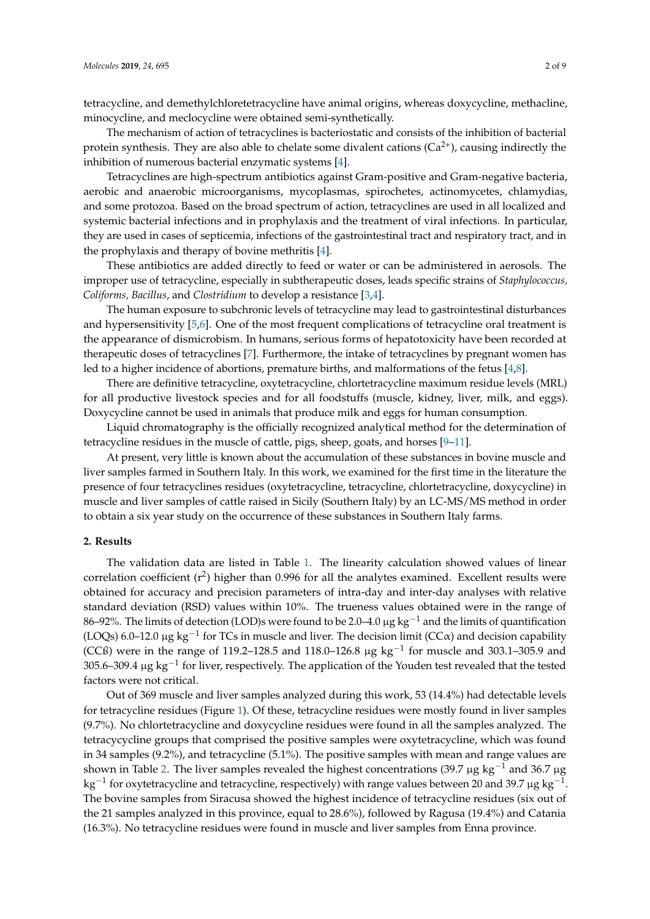tetracycline, and demethylchloretetracycline have animal origins, whereas doxycycline, methacline, minocycline, and meclocycline were obtained semi-synthetically.

The mechanism of action of tetracyclines is bacteriostatic and consists of the inhibition of bacterial protein synthesis. They are also able to chelate some divalent cations ($Ca^{2+}$), causing indirectly the inhibition of numerous bacterial enzymatic systems [4].

Tetracyclines are high-spectrum antibiotics against Gram-positive and Gram-negative bacteria, aerobic and anaerobic microorganisms, mycoplasmas, spirochetes, actinomycetes, chlamydias, and some protozoa. Based on the broad spectrum of action, tetracyclines are used in all localized and systemic bacterial infections and in prophylaxis and the treatment of viral infections. In particular, they are used in cases of septicemia, infections of the gastrointestinal tract and respiratory tract, and in the prophylaxis and therapy of bovine methritis [4].

These antibiotics are added directly to feed or water or can be administered in aerosols. The improper use of tetracycline, especially in subtherapeutic doses, leads specific strains of *Staphylococcus, Coliforms*, *Bacillus*, and *Clostridium* to develop a resistance [3,4].

The human exposure to subchronic levels of tetracycline may lead to gastrointestinal disturbances and hypersensitivity [5,6]. One of the most frequent complications of tetracycline oral treatment is the appearance of dismicrobism. In humans, serious forms of hepatotoxicity have been recorded at therapeutic doses of tetracyclines [7]. Furthermore, the intake of tetracyclines by pregnant women has led to a higher incidence of abortions, premature births, and malformations of the fetus [4,8].

There are definitive tetracycline, oxytetracycline, chlortetracycline maximum residue levels (MRL) for all productive livestock species and for all foodstuffs (muscle, kidney, liver, milk, and eggs). Doxycycline cannot be used in animals that produce milk and eggs for human consumption.

Liquid chromatography is the officially recognized analytical method for the determination of tetracycline residues in the muscle of cattle, pigs, sheep, goats, and horses [9–11].

At present, very little is known about the accumulation of these substances in bovine muscle and liver samples farmed in Southern Italy. In this work, we examined for the first time in the literature the presence of four tetracyclines residues (oxytetracycline, tetracycline, chlortetracycline, doxycycline) in muscle and liver samples of cattle raised in Sicily (Southern Italy) by an LC-MS/MS method in order to obtain a six year study on the occurrence of these substances in Southern Italy farms.

## 2. Results

The validation data are listed in Table 1. The linearity calculation showed values of linear correlation coefficient ($r^2$) higher than 0.996 for all the analytes examined. Excellent results were obtained for accuracy and precision parameters of intra-day and inter-day analyses with relative standard deviation (RSD) values within 10%. The trueness values obtained were in the range of 86–92%. The limits of detection (LOD)s were found to be 2.0–4.0 μg $kg^{-1}$ and the limits of quantification (LOQs) 6.0–12.0 μg $kg^{-1}$ for TCs in muscle and liver. The decision limit (CCα) and decision capability (CCß) were in the range of 119.2–128.5 and 118.0–126.8 μg $kg^{-1}$ for muscle and 303.1–305.9 and 305.6–309.4 μg $kg^{-1}$ for liver, respectively. The application of the Youden test revealed that the tested factors were not critical.

Out of 369 muscle and liver samples analyzed during this work, 53 (14.4%) had detectable levels for tetracycline residues (Figure 1). Of these, tetracycline residues were mostly found in liver samples (9.7%). No chlortetracycline and doxycycline residues were found in all the samples analyzed. The tetracycycline groups that comprised the positive samples were oxytetracycline, which was found in 34 samples (9.2%), and tetracycline (5.1%). The positive samples with mean and range values are shown in Table 2. The liver samples revealed the highest concentrations (39.7 μg $kg^{-1}$ and 36.7 μg $kg^{-1}$ for oxytetracycline and tetracycline, respectively) with range values between 20 and 39.7 μg $kg^{-1}$. The bovine samples from Siracusa showed the highest incidence of tetracycline residues (six out of the 21 samples analyzed in this province, equal to 28.6%), followed by Ragusa (19.4%) and Catania (16.3%). No tetracycline residues were found in muscle and liver samples from Enna province.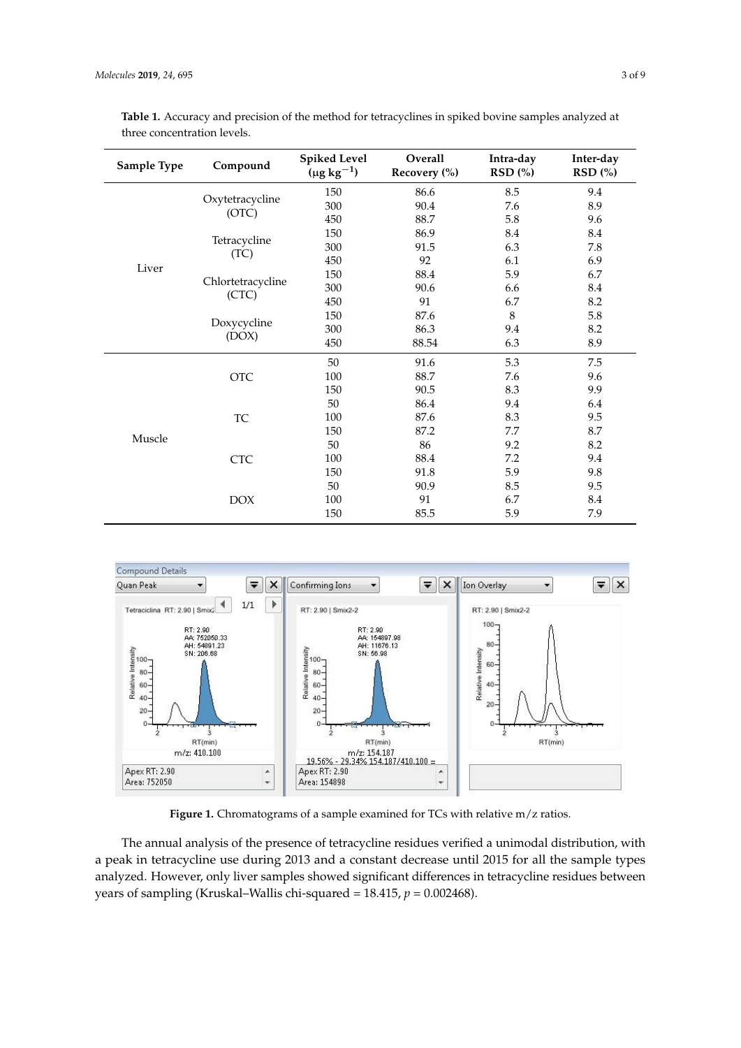**Table 1.** Accuracy and precision of the method for tetracyclines in spiked bovine samples analyzed at three concentration levels.

| Sample Type | Compound | Spiked Level ($\mu g\ kg^{-1}$) | Overall Recovery (%) | Intra-day RSD (%) | Inter-day RSD (%) |
|---|---|---|---|---|---|
| Liver | Oxytetracycline (OTC) | 150 | 86.6 | 8.5 | 9.4 |
| | | 300 | 90.4 | 7.6 | 8.9 |
| | | 450 | 88.7 | 5.8 | 9.6 |
| | Tetracycline (TC) | 150 | 86.9 | 8.4 | 8.4 |
| | | 300 | 91.5 | 6.3 | 7.8 |
| | | 450 | 92 | 6.1 | 6.9 |
| | Chlortetracycline (CTC) | 150 | 88.4 | 5.9 | 6.7 |
| | | 300 | 90.6 | 6.6 | 8.4 |
| | | 450 | 91 | 6.7 | 8.2 |
| | Doxycycline (DOX) | 150 | 87.6 | 8 | 5.8 |
| | | 300 | 86.3 | 9.4 | 8.2 |
| | | 450 | 88.54 | 6.3 | 8.9 |
| Muscle | OTC | 50 | 91.6 | 5.3 | 7.5 |
| | | 100 | 88.7 | 7.6 | 9.6 |
| | | 150 | 90.5 | 8.3 | 9.9 |
| | TC | 50 | 86.4 | 9.4 | 6.4 |
| | | 100 | 87.6 | 8.3 | 9.5 |
| | | 150 | 87.2 | 7.7 | 8.7 |
| | CTC | 50 | 86 | 9.2 | 8.2 |
| | | 100 | 88.4 | 7.2 | 9.4 |
| | | 150 | 91.8 | 5.9 | 9.8 |
| | DOX | 50 | 90.9 | 8.5 | 9.5 |
| | | 100 | 91 | 6.7 | 8.4 |
| | | 150 | 85.5 | 5.9 | 7.9 |

**Figure 1.** Chromatograms of a sample examined for TCs with relative m/z ratios.

The annual analysis of the presence of tetracycline residues verified a unimodal distribution, with a peak in tetracycline use during 2013 and a constant decrease until 2015 for all the sample types analyzed. However, only liver samples showed significant differences in tetracycline residues between years of sampling (Kruskal–Wallis chi-squared = 18.415, $p = 0.002468$).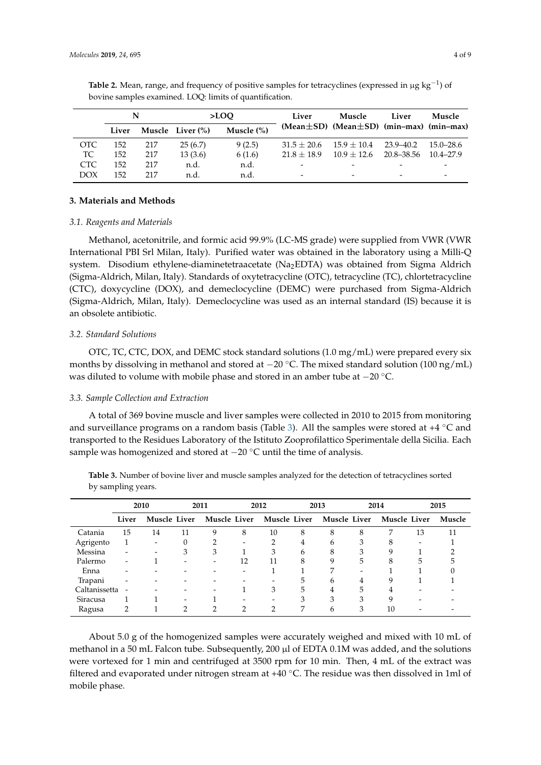**Table 2.** Mean, range, and frequency of positive samples for tetracyclines (expressed in μg kg$^{-1}$) of bovine samples examined. LOQ: limits of quantification.

| | N | | >LOQ | | Liver | Muscle | Liver | Muscle |
|---|---|---|---|---|---|---|---|---|
| | Liver | Muscle | Liver (%) | Muscle (%) | (Mean±SD) | (Mean±SD) | (min–max) | (min–max) |
| OTC | 152 | 217 | 25 (6.7) | 9 (2.5) | 31.5 ± 20.6 | 15.9 ± 10.4 | 23.9–40.2 | 15.0–28.6 |
| TC | 152 | 217 | 13 (3.6) | 6 (1.6) | 21.8 ± 18.9 | 10.9 ± 12.6 | 20.8–38.56 | 10.4–27.9 |
| CTC | 152 | 217 | n.d. | n.d. | - | - | - | - |
| DOX | 152 | 217 | n.d. | n.d. | - | - | - | - |

## 3. Materials and Methods

### 3.1. Reagents and Materials

Methanol, acetonitrile, and formic acid 99.9% (LC-MS grade) were supplied from VWR (VWR International PBI Srl Milan, Italy). Purified water was obtained in the laboratory using a Milli-Q system. Disodium ethylene-diaminetetraacetate ($Na_2EDTA$) was obtained from Sigma Aldrich (Sigma-Aldrich, Milan, Italy). Standards of oxytetracycline (OTC), tetracycline (TC), chlortetracycline (CTC), doxycycline (DOX), and demeclocycline (DEMC) were purchased from Sigma-Aldrich (Sigma-Aldrich, Milan, Italy). Demeclocycline was used as an internal standard (IS) because it is an obsolete antibiotic.

### 3.2. Standard Solutions

OTC, TC, CTC, DOX, and DEMC stock standard solutions (1.0 mg/mL) were prepared every six months by dissolving in methanol and stored at −20 °C. The mixed standard solution (100 ng/mL) was diluted to volume with mobile phase and stored in an amber tube at −20 °C.

### 3.3. Sample Collection and Extraction

A total of 369 bovine muscle and liver samples were collected in 2010 to 2015 from monitoring and surveillance programs on a random basis (Table 3). All the samples were stored at +4 °C and transported to the Residues Laboratory of the Istituto Zooprofilattico Sperimentale della Sicilia. Each sample was homogenized and stored at −20 °C until the time of analysis.

**Table 3.** Number of bovine liver and muscle samples analyzed for the detection of tetracyclines sorted by sampling years.

| | 2010 | | 2011 | | 2012 | | 2013 | | 2014 | | 2015 | |
|---|---|---|---|---|---|---|---|---|---|---|---|---|
| | Liver | Muscle | Liver | Muscle | Liver | Muscle | Liver | Muscle | Liver | Muscle | Liver | Muscle |
| Catania | 15 | 14 | 11 | 9 | 8 | 10 | 8 | 8 | 8 | 7 | 13 | 11 |
| Agrigento | 1 | - | 0 | 2 | - | 2 | 4 | 6 | 3 | 8 | - | 1 |
| Messina | - | - | 3 | 3 | 1 | 3 | 6 | 8 | 3 | 9 | 1 | 2 |
| Palermo | - | 1 | - | - | 12 | 11 | 8 | 9 | 5 | 8 | 5 | 5 |
| Enna | - | - | - | - | - | 1 | 1 | 7 | - | 1 | 1 | 0 |
| Trapani | - | - | - | - | - | - | 5 | 6 | 4 | 9 | 1 | 1 |
| Caltanissetta | - | - | - | - | 1 | 3 | 5 | 4 | 5 | 4 | - | - |
| Siracusa | 1 | 1 | - | 1 | - | - | 3 | 3 | 3 | 9 | - | - |
| Ragusa | 2 | 1 | 2 | 2 | 2 | 2 | 7 | 6 | 3 | 10 | - | - |

About 5.0 g of the homogenized samples were accurately weighed and mixed with 10 mL of methanol in a 50 mL Falcon tube. Subsequently, 200 μl of EDTA 0.1M was added, and the solutions were vortexed for 1 min and centrifuged at 3500 rpm for 10 min. Then, 4 mL of the extract was filtered and evaporated under nitrogen stream at +40 °C. The residue was then dissolved in 1ml of mobile phase.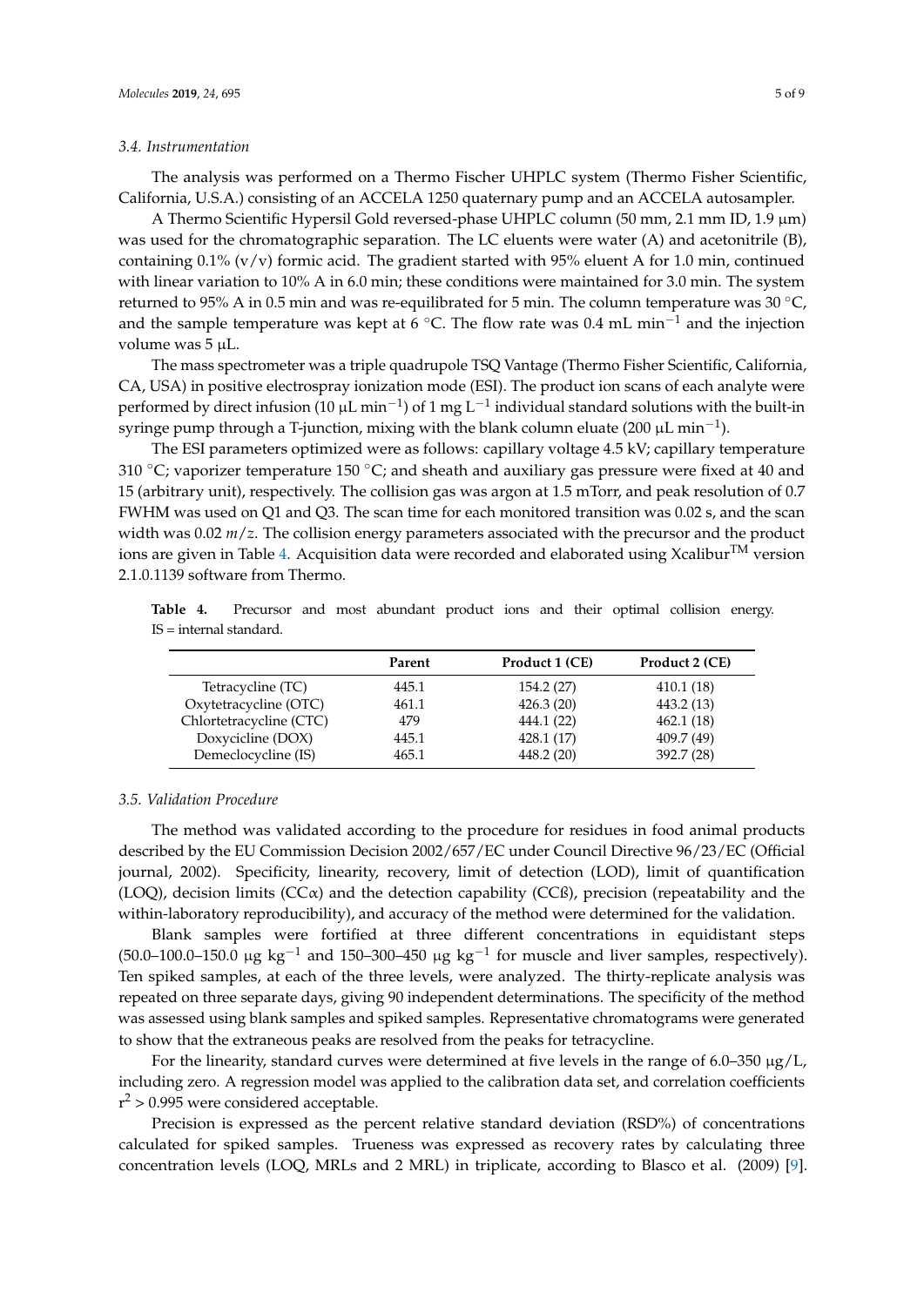### 3.4. Instrumentation

The analysis was performed on a Thermo Fischer UHPLC system (Thermo Fisher Scientific, California, U.S.A.) consisting of an ACCELA 1250 quaternary pump and an ACCELA autosampler.

A Thermo Scientific Hypersil Gold reversed-phase UHPLC column (50 mm, 2.1 mm ID, 1.9 μm) was used for the chromatographic separation. The LC eluents were water (A) and acetonitrile (B), containing 0.1% (v/v) formic acid. The gradient started with 95% eluent A for 1.0 min, continued with linear variation to 10% A in 6.0 min; these conditions were maintained for 3.0 min. The system returned to 95% A in 0.5 min and was re-equilibrated for 5 min. The column temperature was 30 °C, and the sample temperature was kept at 6 °C. The flow rate was 0.4 mL $min^{-1}$ and the injection volume was 5 μL.

The mass spectrometer was a triple quadrupole TSQ Vantage (Thermo Fisher Scientific, California, CA, USA) in positive electrospray ionization mode (ESI). The product ion scans of each analyte were performed by direct infusion (10 μL $min^{-1}$) of 1 mg $L^{-1}$ individual standard solutions with the built-in syringe pump through a T-junction, mixing with the blank column eluate (200 μL $min^{-1}$).

The ESI parameters optimized were as follows: capillary voltage 4.5 kV; capillary temperature 310 °C; vaporizer temperature 150 °C; and sheath and auxiliary gas pressure were fixed at 40 and 15 (arbitrary unit), respectively. The collision gas was argon at 1.5 mTorr, and peak resolution of 0.7 FWHM was used on Q1 and Q3. The scan time for each monitored transition was 0.02 s, and the scan width was 0.02 *m*/*z*. The collision energy parameters associated with the precursor and the product ions are given in Table 4. Acquisition data were recorded and elaborated using Xcalibur™ version 2.1.0.1139 software from Thermo.

**Table 4.** Precursor and most abundant product ions and their optimal collision energy. IS = internal standard.

| | Parent | Product 1 (CE) | Product 2 (CE) |
|---|---|---|---|
| Tetracycline (TC) | 445.1 | 154.2 (27) | 410.1 (18) |
| Oxytetracycline (OTC) | 461.1 | 426.3 (20) | 443.2 (13) |
| Chlortetracycline (CTC) | 479 | 444.1 (22) | 462.1 (18) |
| Doxycicline (DOX) | 445.1 | 428.1 (17) | 409.7 (49) |
| Demeclocycline (IS) | 465.1 | 448.2 (20) | 392.7 (28) |

### 3.5. Validation Procedure

The method was validated according to the procedure for residues in food animal products described by the EU Commission Decision 2002/657/EC under Council Directive 96/23/EC (Official journal, 2002). Specificity, linearity, recovery, limit of detection (LOD), limit of quantification (LOQ), decision limits (CCα) and the detection capability (CCß), precision (repeatability and the within-laboratory reproducibility), and accuracy of the method were determined for the validation.

Blank samples were fortified at three different concentrations in equidistant steps (50.0–100.0–150.0 μg $kg^{-1}$ and 150–300–450 μg $kg^{-1}$ for muscle and liver samples, respectively). Ten spiked samples, at each of the three levels, were analyzed. The thirty-replicate analysis was repeated on three separate days, giving 90 independent determinations. The specificity of the method was assessed using blank samples and spiked samples. Representative chromatograms were generated to show that the extraneous peaks are resolved from the peaks for tetracycline.

For the linearity, standard curves were determined at five levels in the range of 6.0–350 μg/L, including zero. A regression model was applied to the calibration data set, and correlation coefficients $r^2 > 0.995$ were considered acceptable.

Precision is expressed as the percent relative standard deviation (RSD%) of concentrations calculated for spiked samples. Trueness was expressed as recovery rates by calculating three concentration levels (LOQ, MRLs and 2 MRL) in triplicate, according to Blasco et al. (2009) [9].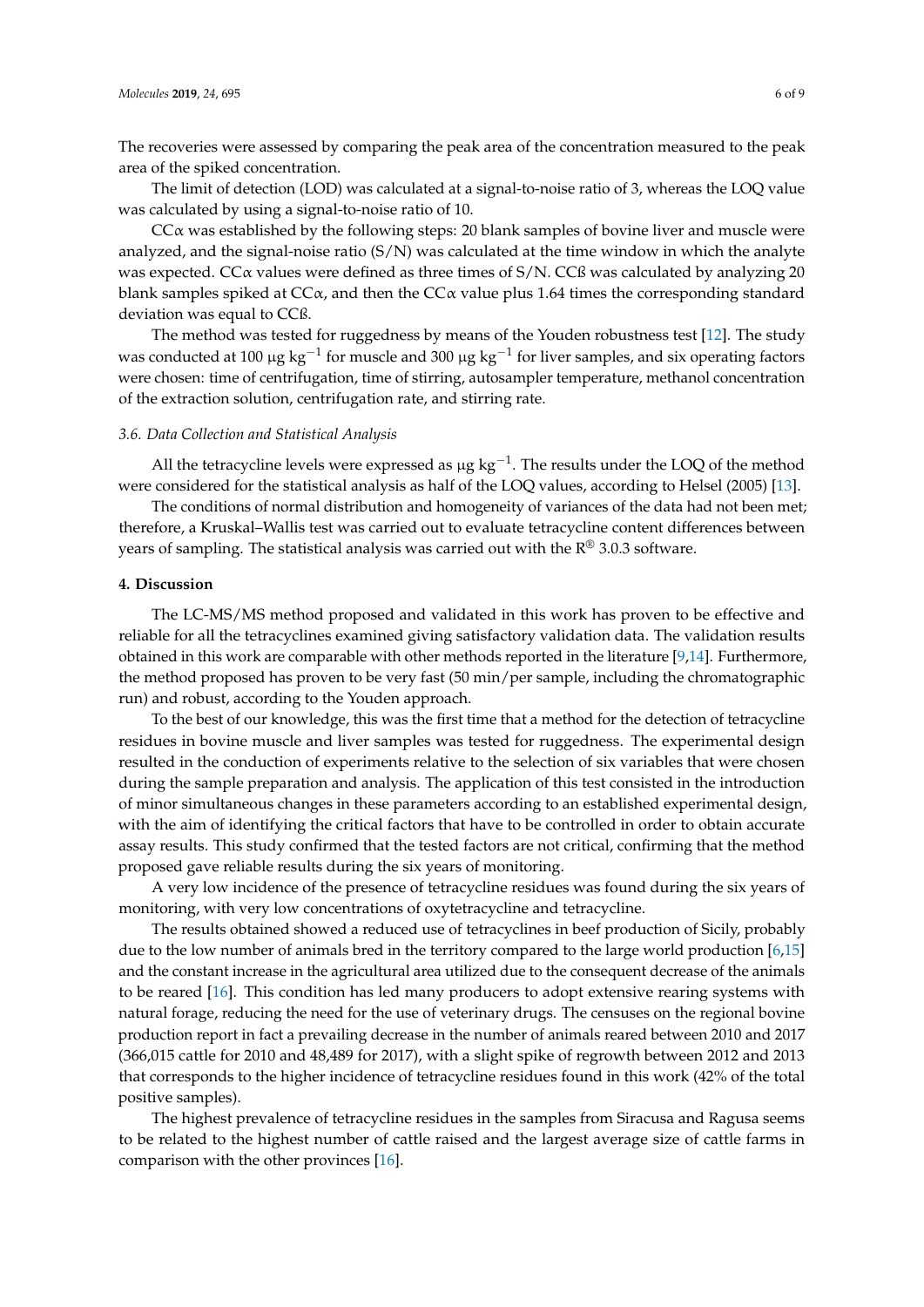The recoveries were assessed by comparing the peak area of the concentration measured to the peak area of the spiked concentration.

The limit of detection (LOD) was calculated at a signal-to-noise ratio of 3, whereas the LOQ value was calculated by using a signal-to-noise ratio of 10.

$CC\alpha$ was established by the following steps: 20 blank samples of bovine liver and muscle were analyzed, and the signal-noise ratio (S/N) was calculated at the time window in which the analyte was expected. $CC\alpha$ values were defined as three times of S/N. CCß was calculated by analyzing 20 blank samples spiked at $CC\alpha$, and then the $CC\alpha$ value plus 1.64 times the corresponding standard deviation was equal to CCß.

The method was tested for ruggedness by means of the Youden robustness test [12]. The study was conducted at 100 $\mu g\ kg^{-1}$ for muscle and 300 $\mu g\ kg^{-1}$ for liver samples, and six operating factors were chosen: time of centrifugation, time of stirring, autosampler temperature, methanol concentration of the extraction solution, centrifugation rate, and stirring rate.

### *3.6. Data Collection and Statistical Analysis*

All the tetracycline levels were expressed as $\mu g\ kg^{-1}$. The results under the LOQ of the method were considered for the statistical analysis as half of the LOQ values, according to Helsel (2005) [13].

The conditions of normal distribution and homogeneity of variances of the data had not been met; therefore, a Kruskal–Wallis test was carried out to evaluate tetracycline content differences between years of sampling. The statistical analysis was carried out with the R® 3.0.3 software.

## 4. Discussion

The LC-MS/MS method proposed and validated in this work has proven to be effective and reliable for all the tetracyclines examined giving satisfactory validation data. The validation results obtained in this work are comparable with other methods reported in the literature [9,14]. Furthermore, the method proposed has proven to be very fast (50 min/per sample, including the chromatographic run) and robust, according to the Youden approach.

To the best of our knowledge, this was the first time that a method for the detection of tetracycline residues in bovine muscle and liver samples was tested for ruggedness. The experimental design resulted in the conduction of experiments relative to the selection of six variables that were chosen during the sample preparation and analysis. The application of this test consisted in the introduction of minor simultaneous changes in these parameters according to an established experimental design, with the aim of identifying the critical factors that have to be controlled in order to obtain accurate assay results. This study confirmed that the tested factors are not critical, confirming that the method proposed gave reliable results during the six years of monitoring.

A very low incidence of the presence of tetracycline residues was found during the six years of monitoring, with very low concentrations of oxytetracycline and tetracycline.

The results obtained showed a reduced use of tetracyclines in beef production of Sicily, probably due to the low number of animals bred in the territory compared to the large world production [6,15] and the constant increase in the agricultural area utilized due to the consequent decrease of the animals to be reared [16]. This condition has led many producers to adopt extensive rearing systems with natural forage, reducing the need for the use of veterinary drugs. The censuses on the regional bovine production report in fact a prevailing decrease in the number of animals reared between 2010 and 2017 (366,015 cattle for 2010 and 48,489 for 2017), with a slight spike of regrowth between 2012 and 2013 that corresponds to the higher incidence of tetracycline residues found in this work (42% of the total positive samples).

The highest prevalence of tetracycline residues in the samples from Siracusa and Ragusa seems to be related to the highest number of cattle raised and the largest average size of cattle farms in comparison with the other provinces [16].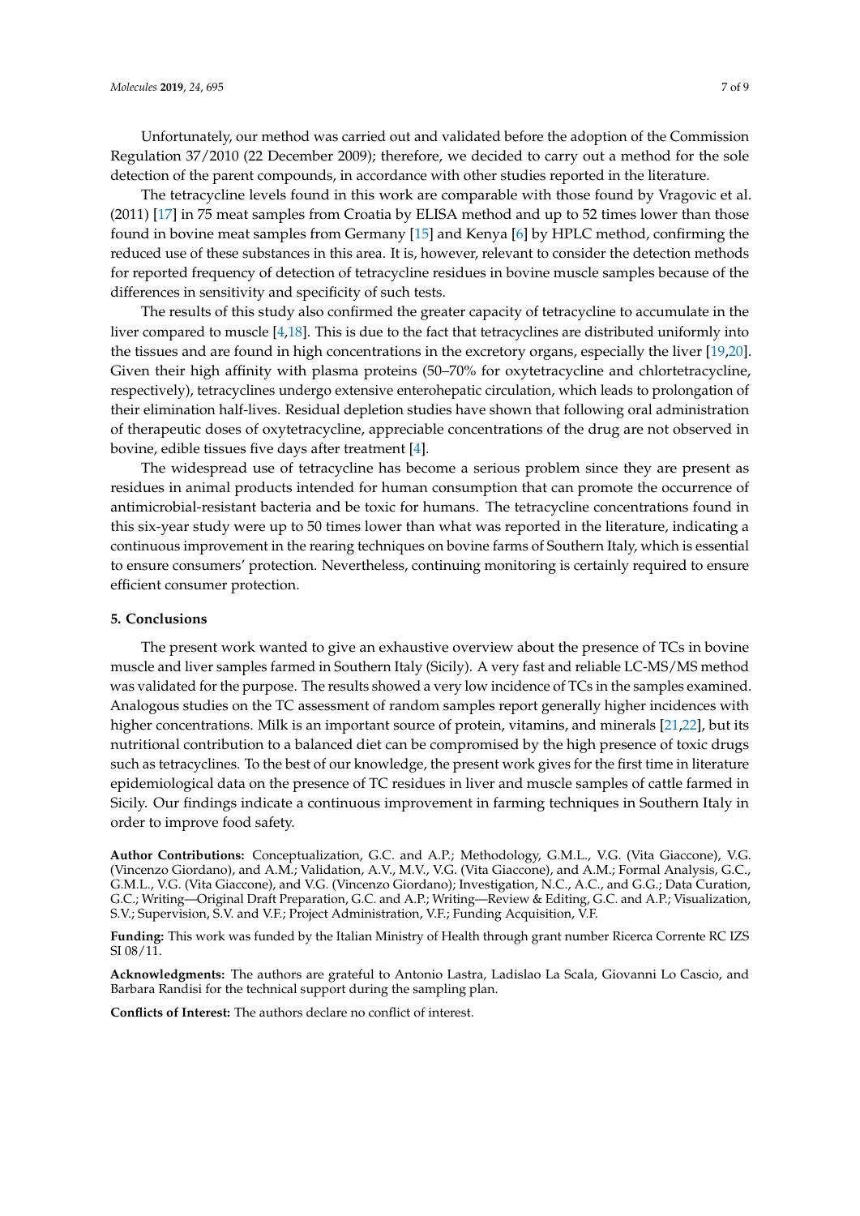Unfortunately, our method was carried out and validated before the adoption of the Commission Regulation 37/2010 (22 December 2009); therefore, we decided to carry out a method for the sole detection of the parent compounds, in accordance with other studies reported in the literature.

The tetracycline levels found in this work are comparable with those found by Vragovic et al. (2011) [17] in 75 meat samples from Croatia by ELISA method and up to 52 times lower than those found in bovine meat samples from Germany [15] and Kenya [6] by HPLC method, confirming the reduced use of these substances in this area. It is, however, relevant to consider the detection methods for reported frequency of detection of tetracycline residues in bovine muscle samples because of the differences in sensitivity and specificity of such tests.

The results of this study also confirmed the greater capacity of tetracycline to accumulate in the liver compared to muscle [4,18]. This is due to the fact that tetracyclines are distributed uniformly into the tissues and are found in high concentrations in the excretory organs, especially the liver [19,20]. Given their high affinity with plasma proteins (50–70% for oxytetracycline and chlortetracycline, respectively), tetracyclines undergo extensive enterohepatic circulation, which leads to prolongation of their elimination half-lives. Residual depletion studies have shown that following oral administration of therapeutic doses of oxytetracycline, appreciable concentrations of the drug are not observed in bovine, edible tissues five days after treatment [4].

The widespread use of tetracycline has become a serious problem since they are present as residues in animal products intended for human consumption that can promote the occurrence of antimicrobial-resistant bacteria and be toxic for humans. The tetracycline concentrations found in this six-year study were up to 50 times lower than what was reported in the literature, indicating a continuous improvement in the rearing techniques on bovine farms of Southern Italy, which is essential to ensure consumers' protection. Nevertheless, continuing monitoring is certainly required to ensure efficient consumer protection.

## 5. Conclusions

The present work wanted to give an exhaustive overview about the presence of TCs in bovine muscle and liver samples farmed in Southern Italy (Sicily). A very fast and reliable LC-MS/MS method was validated for the purpose. The results showed a very low incidence of TCs in the samples examined. Analogous studies on the TC assessment of random samples report generally higher incidences with higher concentrations. Milk is an important source of protein, vitamins, and minerals [21,22], but its nutritional contribution to a balanced diet can be compromised by the high presence of toxic drugs such as tetracyclines. To the best of our knowledge, the present work gives for the first time in literature epidemiological data on the presence of TC residues in liver and muscle samples of cattle farmed in Sicily. Our findings indicate a continuous improvement in farming techniques in Southern Italy in order to improve food safety.

**Author Contributions:** Conceptualization, G.C. and A.P.; Methodology, G.M.L., V.G. (Vita Giaccone), V.G. (Vincenzo Giordano), and A.M.; Validation, A.V., M.V., V.G. (Vita Giaccone), and A.M.; Formal Analysis, G.C., G.M.L., V.G. (Vita Giaccone), and V.G. (Vincenzo Giordano); Investigation, N.C., A.C., and G.G.; Data Curation, G.C.; Writing—Original Draft Preparation, G.C. and A.P.; Writing—Review & Editing, G.C. and A.P.; Visualization, S.V.; Supervision, S.V. and V.F.; Project Administration, V.F.; Funding Acquisition, V.F.

**Funding:** This work was funded by the Italian Ministry of Health through grant number Ricerca Corrente RC IZS SI 08/11.

**Acknowledgments:** The authors are grateful to Antonio Lastra, Ladislao La Scala, Giovanni Lo Cascio, and Barbara Randisi for the technical support during the sampling plan.

**Conflicts of Interest:** The authors declare no conflict of interest.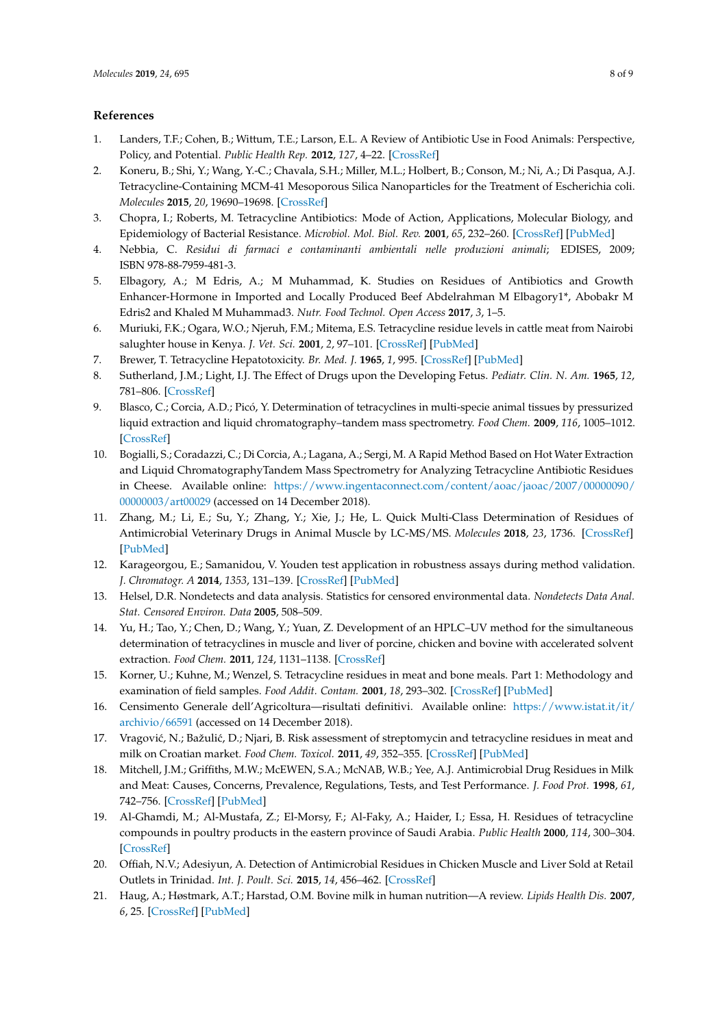## References

1. Landers, T.F.; Cohen, B.; Wittum, T.E.; Larson, E.L. A Review of Antibiotic Use in Food Animals: Perspective, Policy, and Potential. *Public Health Rep.* **2012**, *127*, 4–22. [CrossRef]
2. Koneru, B.; Shi, Y.; Wang, Y.-C.; Chavala, S.H.; Miller, M.L.; Holbert, B.; Conson, M.; Ni, A.; Di Pasqua, A.J. Tetracycline-Containing MCM-41 Mesoporous Silica Nanoparticles for the Treatment of Escherichia coli. *Molecules* **2015**, *20*, 19690–19698. [CrossRef]
3. Chopra, I.; Roberts, M. Tetracycline Antibiotics: Mode of Action, Applications, Molecular Biology, and Epidemiology of Bacterial Resistance. *Microbiol. Mol. Biol. Rev.* **2001**, *65*, 232–260. [CrossRef] [PubMed]
4. Nebbia, C. *Residui di farmaci e contaminanti ambientali nelle produzioni animali*; EDISES, 2009; ISBN 978-88-7959-481-3.
5. Elbagory, A.; M Edris, A.; M Muhammad, K. Studies on Residues of Antibiotics and Growth Enhancer-Hormone in Imported and Locally Produced Beef Abdelrahman M Elbagory1*, Abobakr M Edris2 and Khaled M Muhammad3. *Nutr. Food Technol. Open Access* **2017**, *3*, 1–5.
6. Muriuki, F.K.; Ogara, W.O.; Njeruh, F.M.; Mitema, E.S. Tetracycline residue levels in cattle meat from Nairobi salughter house in Kenya. *J. Vet. Sci.* **2001**, *2*, 97–101. [CrossRef] [PubMed]
7. Brewer, T. Tetracycline Hepatotoxicity. *Br. Med. J.* **1965**, *1*, 995. [CrossRef] [PubMed]
8. Sutherland, J.M.; Light, I.J. The Effect of Drugs upon the Developing Fetus. *Pediatr. Clin. N. Am.* **1965**, *12*, 781–806. [CrossRef]
9. Blasco, C.; Corcia, A.D.; Picó, Y. Determination of tetracyclines in multi-specie animal tissues by pressurized liquid extraction and liquid chromatography–tandem mass spectrometry. *Food Chem.* **2009**, *116*, 1005–1012. [CrossRef]
10. Bogialli, S.; Coradazzi, C.; Di Corcia, A.; Lagana, A.; Sergi, M. A Rapid Method Based on Hot Water Extraction and Liquid ChromatographyTandem Mass Spectrometry for Analyzing Tetracycline Antibiotic Residues in Cheese. Available online: https://www.ingentaconnect.com/content/aoac/jaoac/2007/00000090/00000003/art00029 (accessed on 14 December 2018).
11. Zhang, M.; Li, E.; Su, Y.; Zhang, Y.; Xie, J.; He, L. Quick Multi-Class Determination of Residues of Antimicrobial Veterinary Drugs in Animal Muscle by LC-MS/MS. *Molecules* **2018**, *23*, 1736. [CrossRef] [PubMed]
12. Karageorgou, E.; Samanidou, V. Youden test application in robustness assays during method validation. *J. Chromatogr. A* **2014**, *1353*, 131–139. [CrossRef] [PubMed]
13. Helsel, D.R. Nondetects and data analysis. Statistics for censored environmental data. *Nondetects Data Anal. Stat. Censored Environ. Data* **2005**, 508–509.
14. Yu, H.; Tao, Y.; Chen, D.; Wang, Y.; Yuan, Z. Development of an HPLC–UV method for the simultaneous determination of tetracyclines in muscle and liver of porcine, chicken and bovine with accelerated solvent extraction. *Food Chem.* **2011**, *124*, 1131–1138. [CrossRef]
15. Korner, U.; Kuhne, M.; Wenzel, S. Tetracycline residues in meat and bone meals. Part 1: Methodology and examination of field samples. *Food Addit. Contam.* **2001**, *18*, 293–302. [CrossRef] [PubMed]
16. Censimento Generale dell'Agricoltura—risultati definitivi. Available online: https://www.istat.it/it/archivio/66591 (accessed on 14 December 2018).
17. Vragović, N.; Bažulić, D.; Njari, B. Risk assessment of streptomycin and tetracycline residues in meat and milk on Croatian market. *Food Chem. Toxicol.* **2011**, *49*, 352–355. [CrossRef] [PubMed]
18. Mitchell, J.M.; Griffiths, M.W.; McEWEN, S.A.; McNAB, W.B.; Yee, A.J. Antimicrobial Drug Residues in Milk and Meat: Causes, Concerns, Prevalence, Regulations, Tests, and Test Performance. *J. Food Prot.* **1998**, *61*, 742–756. [CrossRef] [PubMed]
19. Al-Ghamdi, M.; Al-Mustafa, Z.; El-Morsy, F.; Al-Faky, A.; Haider, I.; Essa, H. Residues of tetracycline compounds in poultry products in the eastern province of Saudi Arabia. *Public Health* **2000**, *114*, 300–304. [CrossRef]
20. Offiah, N.V.; Adesiyun, A. Detection of Antimicrobial Residues in Chicken Muscle and Liver Sold at Retail Outlets in Trinidad. *Int. J. Poult. Sci.* **2015**, *14*, 456–462. [CrossRef]
21. Haug, A.; Høstmark, A.T.; Harstad, O.M. Bovine milk in human nutrition—A review. *Lipids Health Dis.* **2007**, *6*, 25. [CrossRef] [PubMed]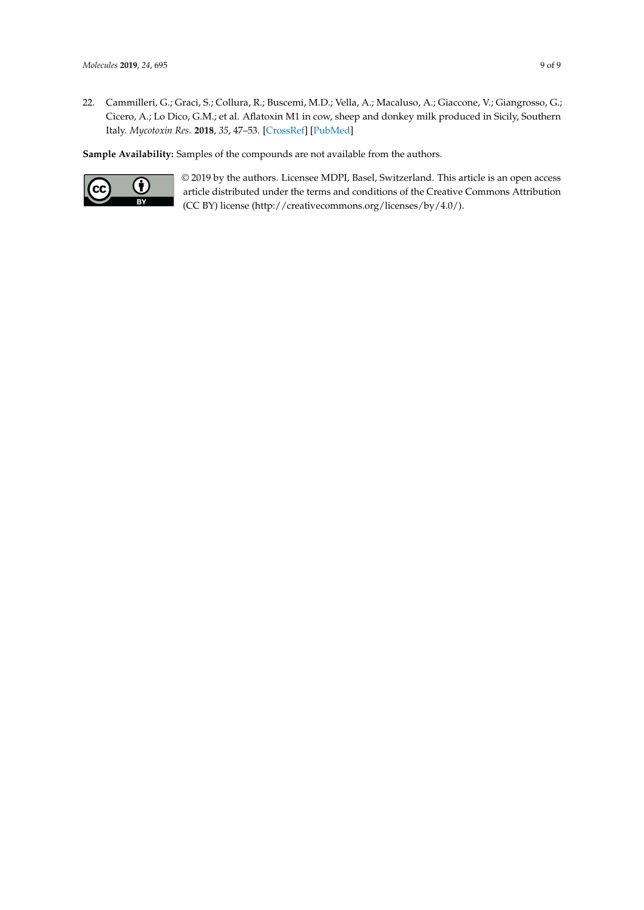22. Cammilleri, G.; Graci, S.; Collura, R.; Buscemi, M.D.; Vella, A.; Macaluso, A.; Giaccone, V.; Giangrosso, G.; Cicero, A.; Lo Dico, G.M.; et al. Aflatoxin M1 in cow, sheep and donkey milk produced in Sicily, Southern Italy. *Mycotoxin Res.* **2018**, *35*, 47–53. [CrossRef] [PubMed]

**Sample Availability:** Samples of the compounds are not available from the authors.

© 2019 by the authors. Licensee MDPI, Basel, Switzerland. This article is an open access article distributed under the terms and conditions of the Creative Commons Attribution (CC BY) license (http://creativecommons.org/licenses/by/4.0/).